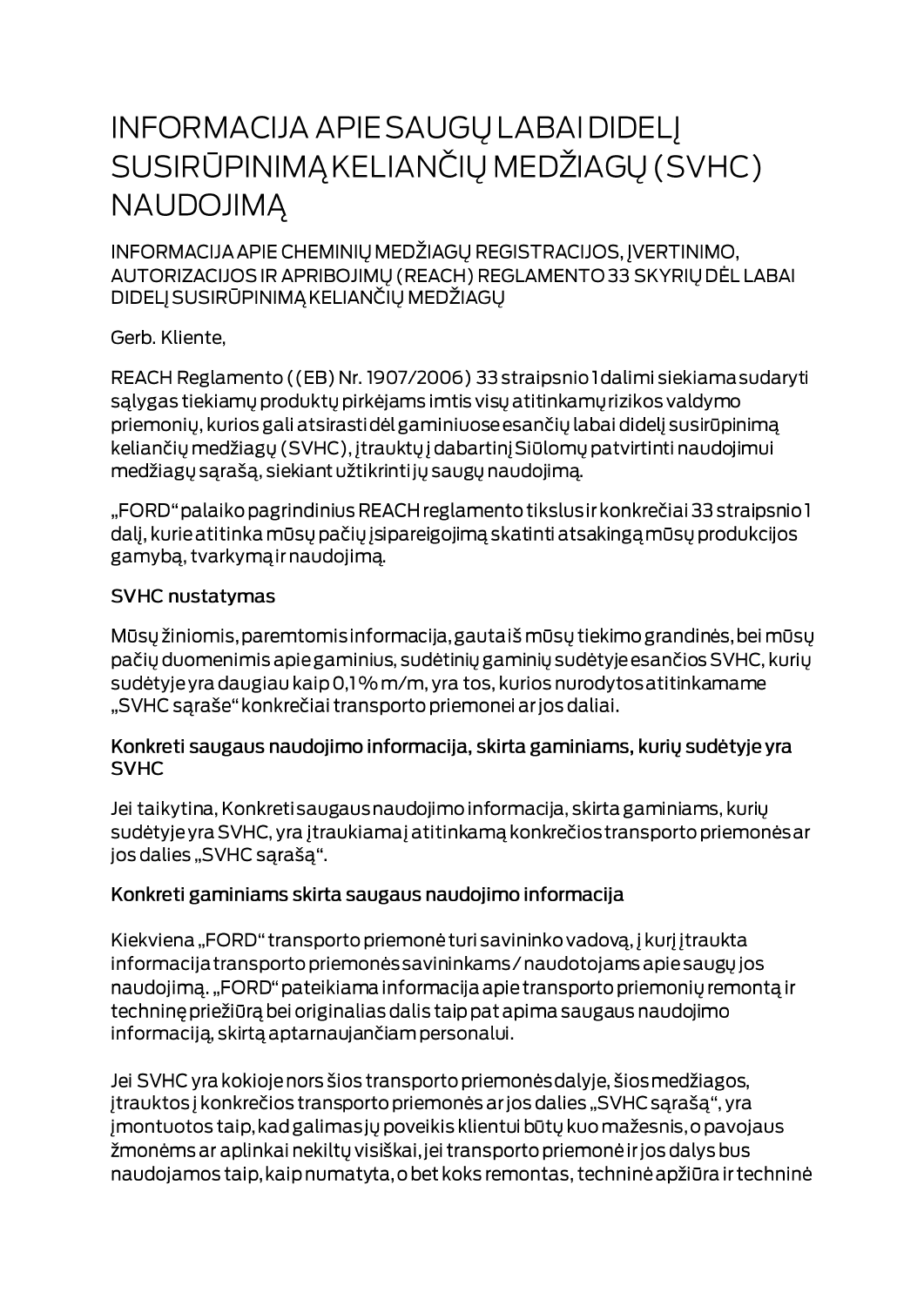# INFORMACIJA APIE SAUGŲ LABAI DIDELĮ SUSIRŪPINIMĄ KELIANČIŲ MEDŽIAGŲ (SVHC) NAUDOJIMĄ

## INFORMACIJA APIE CHEMINIŲ MEDŽIAGŲ REGISTRACIJOS, ĮVERTINIMO, AUTORIZACIJOS IR APRIBOJIMŲ (REACH) REGLAMENTO 33 SKYRIŲ DĖL LABAI DIDELĮ SUSIRŪPINIMĄ KELIANČIŲ MEDŽIAGŲ

Gerb. Kliente,

REACH Reglamento ((EB) Nr. 1907/2006) 33 straipsnio 1 dalimi siekiama sudaryti sąlygas tiekiamų produktų pirkėjams imtis visų atitinkamų rizikos valdymo priemonių, kurios gali atsirasti dėl gaminiuose esančių labai didelį susirūpinimą keliančių medžiagų (SVHC), įtrauktų į dabartinį Siūlomų patvirtinti naudojimui medžiagų sąrašą, siekiant užtikrinti jų saugų naudojimą.

„FORD" palaiko pagrindinius REACH reglamento tikslus ir konkrečiai 33 straipsnio 1 dalį, kurie atitinka mūsų pačių įsipareigojimą skatinti atsakingą mūsų produkcijos gamybą, tvarkymą ir naudojimą.

### SVHC nustatymas

Mūsų žiniomis, paremtomis informacija, gauta iš mūsų tiekimo grandinės, bei mūsų pačių duomenimis apie gaminius, sudėtinių gaminių sudėtyje esančios SVHC, kurių sudėtyje yra daugiau kaip 0,1 % m/m, yra tos, kurios nurodytos atitinkamame „SVHC sąraše" konkrečiai transporto priemonei ar jos daliai.

### Konkreti saugaus naudojimo informacija, skirta gaminiams, kurių sudėtyje yra SVHC

Jei taikytina, Konkreti saugaus naudojimo informacija, skirta gaminiams, kurių sudėtyje yra SVHC, yra įtraukiama į atitinkamą konkrečios transporto priemonės ar jos dalies „SVHC sąrašą".

### Konkreti gaminiams skirta saugaus naudojimo informacija

Kiekviena „FORD" transporto priemonė turi savininko vadovą, į kurį įtraukta informacija transporto priemonės savininkams / naudotojams apie saugų jos naudojimą. „FORD" pateikiama informacija apie transporto priemonių remontą ir techninę priežiūrą bei originalias dalis taip pat apima saugaus naudojimo informaciją, skirtą aptarnaujančiam personalui.

Jei SVHC yra kokioje nors šios transporto priemonės dalyje, šios medžiagos, įtrauktos į konkrečios transporto priemonės ar jos dalies „SVHC sąrašą", yra įmontuotos taip, kad galimas jų poveikis klientui būtų kuo mažesnis, o pavojaus žmonėms ar aplinkai nekiltų visiškai, jei transporto priemonė ir jos dalys bus naudojamos taip, kaip numatyta, o bet koks remontas, techninė apžiūra ir techninė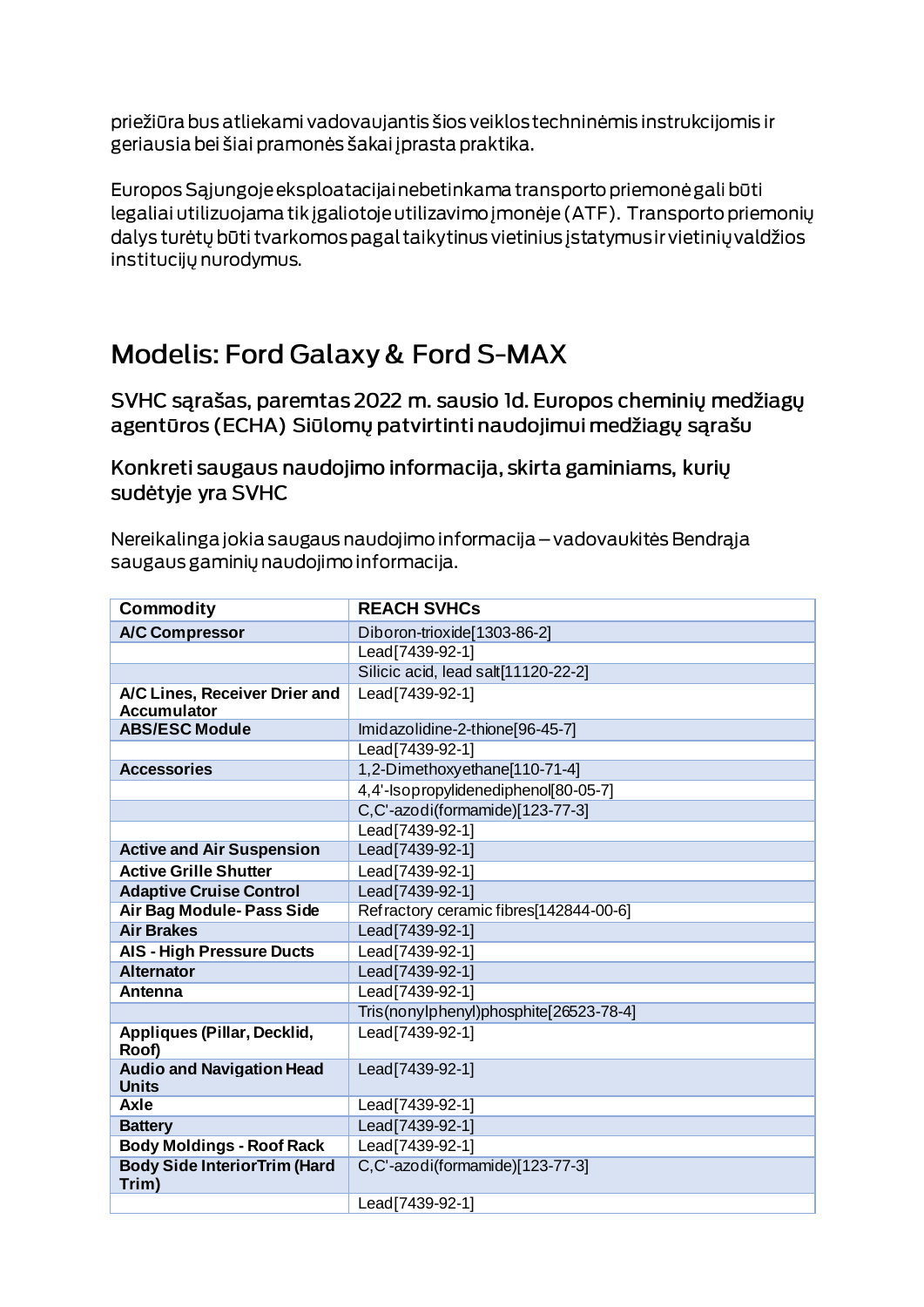priežiūra bus atliekami vadovaujantis šios veiklos techninėmis instrukcijomis ir geriausia bei šiai pramonės šakai įprasta praktika.

Europos Sąjungoje eksploatacijai nebetinkama transporto priemonė gali būti legaliai utilizuojama tik įgaliotoje utilizavimo įmonėje (ATF). Transporto priemonių dalys turėtų būti tvarkomos pagal taikytinus vietinius įstatymus ir vietinių valdžios institucijų nurodymus.

# Modelis: Ford Galaxy & Ford S-MAX

## SVHC sąrašas, paremtas 2022 m. sausio 1d. Europos cheminių medžiagų agentūros (ECHA) Siūlomų patvirtinti naudojimui medžiagų sąrašu

## Konkreti saugaus naudojimo informacija, skirta gaminiams, kurių sudėtyje yra SVHC

Nereikalinga jokia saugaus naudojimo informacija – vadovaukitės Bendrąja saugaus gaminių naudojimo informacija.

| Commodity | REACH SVHCs |
|---|---|
| **A/C Compressor** | Diboron-trioxide[1303-86-2] |
| | Lead[7439-92-1] |
| | Silicic acid, lead salt[11120-22-2] |
| **A/C Lines, Receiver Drier and Accumulator** | Lead[7439-92-1] |
| **ABS/ESC Module** | Imidazolidine-2-thione[96-45-7] |
| | Lead[7439-92-1] |
| **Accessories** | 1,2-Dimethoxyethane[110-71-4] |
| | 4,4'-Isopropylidenediphenol[80-05-7] |
| | C,C'-azodi(formamide)[123-77-3] |
| | Lead[7439-92-1] |
| **Active and Air Suspension** | Lead[7439-92-1] |
| **Active Grille Shutter** | Lead[7439-92-1] |
| **Adaptive Cruise Control** | Lead[7439-92-1] |
| **Air Bag Module- Pass Side** | Refractory ceramic fibres[142844-00-6] |
| **Air Brakes** | Lead[7439-92-1] |
| **AIS - High Pressure Ducts** | Lead[7439-92-1] |
| **Alternator** | Lead[7439-92-1] |
| **Antenna** | Lead[7439-92-1] |
| | Tris(nonylphenyl)phosphite[26523-78-4] |
| **Appliques (Pillar, Decklid, Roof)** | Lead[7439-92-1] |
| **Audio and Navigation Head Units** | Lead[7439-92-1] |
| **Axle** | Lead[7439-92-1] |
| **Battery** | Lead[7439-92-1] |
| **Body Moldings - Roof Rack** | Lead[7439-92-1] |
| **Body Side InteriorTrim (Hard Trim)** | C,C'-azodi(formamide)[123-77-3] |
| | Lead[7439-92-1] |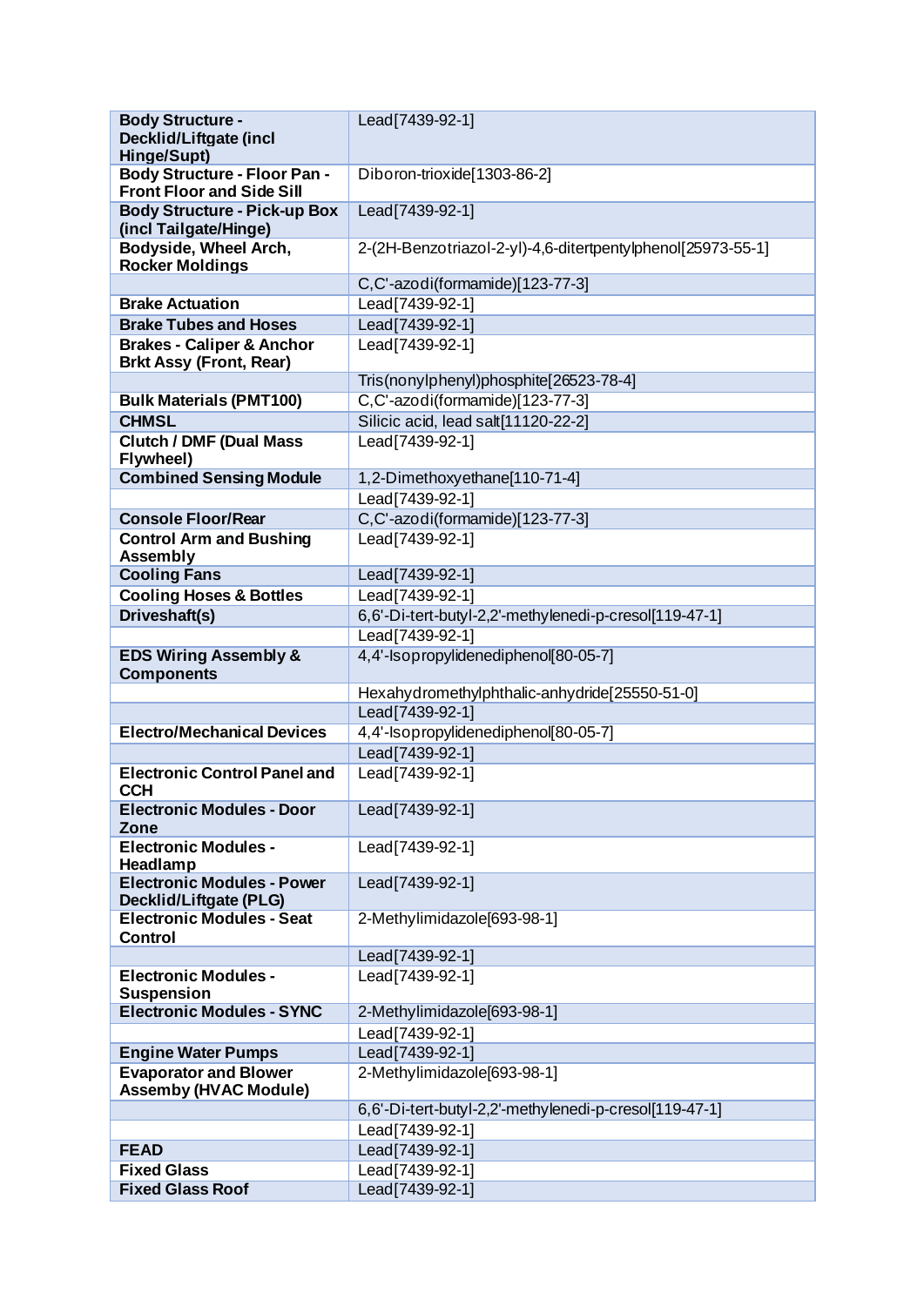| | |
|---|---|
| **Body Structure - Decklid/Liftgate (incl Hinge/Supt)** | Lead[7439-92-1] |
| **Body Structure - Floor Pan - Front Floor and Side Sill** | Diboron-trioxide[1303-86-2] |
| **Body Structure - Pick-up Box (incl Tailgate/Hinge)** | Lead[7439-92-1] |
| **Bodyside, Wheel Arch, Rocker Moldings** | 2-(2H-Benzotriazol-2-yl)-4,6-ditertpentylphenol[25973-55-1] |
| | C,C'-azodi(formamide)[123-77-3] |
| **Brake Actuation** | Lead[7439-92-1] |
| **Brake Tubes and Hoses** | Lead[7439-92-1] |
| **Brakes - Caliper & Anchor Brkt Assy (Front, Rear)** | Lead[7439-92-1] |
| | Tris(nonylphenyl)phosphite[26523-78-4] |
| **Bulk Materials (PMT100)** | C,C'-azodi(formamide)[123-77-3] |
| **CHMSL** | Silicic acid, lead salt[11120-22-2] |
| **Clutch / DMF (Dual Mass Flywheel)** | Lead[7439-92-1] |
| **Combined Sensing Module** | 1,2-Dimethoxyethane[110-71-4] |
| | Lead[7439-92-1] |
| **Console Floor/Rear** | C,C'-azodi(formamide)[123-77-3] |
| **Control Arm and Bushing Assembly** | Lead[7439-92-1] |
| **Cooling Fans** | Lead[7439-92-1] |
| **Cooling Hoses & Bottles** | Lead[7439-92-1] |
| **Driveshaft(s)** | 6,6'-Di-tert-butyl-2,2'-methylenedi-p-cresol[119-47-1] |
| | Lead[7439-92-1] |
| **EDS Wiring Assembly & Components** | 4,4'-Isopropylidenediphenol[80-05-7] |
| | Hexahydromethylphthalic-anhydride[25550-51-0] |
| | Lead[7439-92-1] |
| **Electro/Mechanical Devices** | 4,4'-Isopropylidenediphenol[80-05-7] |
| | Lead[7439-92-1] |
| **Electronic Control Panel and CCH** | Lead[7439-92-1] |
| **Electronic Modules - Door Zone** | Lead[7439-92-1] |
| **Electronic Modules - Headlamp** | Lead[7439-92-1] |
| **Electronic Modules - Power Decklid/Liftgate (PLG)** | Lead[7439-92-1] |
| **Electronic Modules - Seat Control** | 2-Methylimidazole[693-98-1] |
| | Lead[7439-92-1] |
| **Electronic Modules - Suspension** | Lead[7439-92-1] |
| **Electronic Modules - SYNC** | 2-Methylimidazole[693-98-1] |
| | Lead[7439-92-1] |
| **Engine Water Pumps** | Lead[7439-92-1] |
| **Evaporator and Blower Assemby (HVAC Module)** | 2-Methylimidazole[693-98-1] |
| | 6,6'-Di-tert-butyl-2,2'-methylenedi-p-cresol[119-47-1] |
| | Lead[7439-92-1] |
| **FEAD** | Lead[7439-92-1] |
| **Fixed Glass** | Lead[7439-92-1] |
| **Fixed Glass Roof** | Lead[7439-92-1] |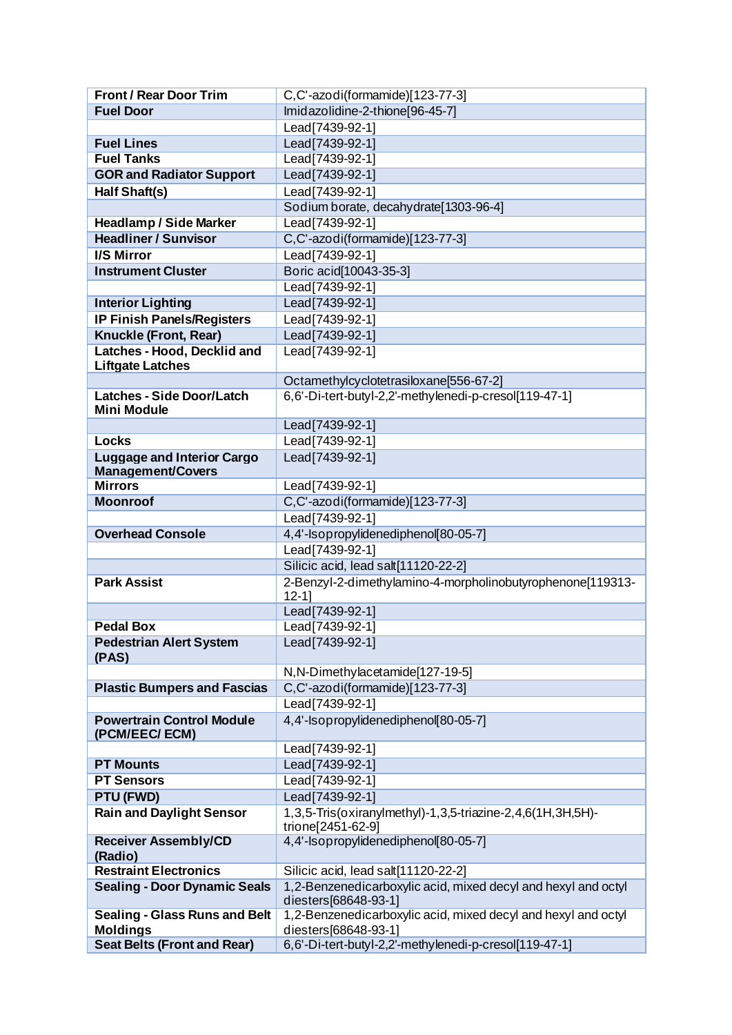| | |
|---|---|
| **Front / Rear Door Trim** | C,C'-azodi(formamide)[123-77-3] |
| **Fuel Door** | Imidazolidine-2-thione[96-45-7] |
| | Lead[7439-92-1] |
| **Fuel Lines** | Lead[7439-92-1] |
| **Fuel Tanks** | Lead[7439-92-1] |
| **GOR and Radiator Support** | Lead[7439-92-1] |
| **Half Shaft(s)** | Lead[7439-92-1] |
| | Sodium borate, decahydrate[1303-96-4] |
| **Headlamp / Side Marker** | Lead[7439-92-1] |
| **Headliner / Sunvisor** | C,C'-azodi(formamide)[123-77-3] |
| **I/S Mirror** | Lead[7439-92-1] |
| **Instrument Cluster** | Boric acid[10043-35-3] |
| | Lead[7439-92-1] |
| **Interior Lighting** | Lead[7439-92-1] |
| **IP Finish Panels/Registers** | Lead[7439-92-1] |
| **Knuckle (Front, Rear)** | Lead[7439-92-1] |
| **Latches - Hood, Decklid and Liftgate Latches** | Lead[7439-92-1] |
| | Octamethylcyclotetrasiloxane[556-67-2] |
| **Latches - Side Door/Latch Mini Module** | 6,6'-Di-tert-butyl-2,2'-methylenedi-p-cresol[119-47-1] |
| | Lead[7439-92-1] |
| **Locks** | Lead[7439-92-1] |
| **Luggage and Interior Cargo Management/Covers** | Lead[7439-92-1] |
| **Mirrors** | Lead[7439-92-1] |
| **Moonroof** | C,C'-azodi(formamide)[123-77-3] |
| | Lead[7439-92-1] |
| **Overhead Console** | 4,4'-Isopropylidenediphenol[80-05-7] |
| | Lead[7439-92-1] |
| | Silicic acid, lead salt[11120-22-2] |
| **Park Assist** | 2-Benzyl-2-dimethylamino-4-morpholinobutyrophenone[119313-12-1] |
| | Lead[7439-92-1] |
| **Pedal Box** | Lead[7439-92-1] |
| **Pedestrian Alert System (PAS)** | Lead[7439-92-1] |
| | N,N-Dimethylacetamide[127-19-5] |
| **Plastic Bumpers and Fascias** | C,C'-azodi(formamide)[123-77-3] |
| | Lead[7439-92-1] |
| **Powertrain Control Module (PCM/EEC/ ECM)** | 4,4'-Isopropylidenediphenol[80-05-7] |
| | Lead[7439-92-1] |
| **PT Mounts** | Lead[7439-92-1] |
| **PT Sensors** | Lead[7439-92-1] |
| **PTU (FWD)** | Lead[7439-92-1] |
| **Rain and Daylight Sensor** | 1,3,5-Tris(oxiranylmethyl)-1,3,5-triazine-2,4,6(1H,3H,5H)-trione[2451-62-9] |
| **Receiver Assembly/CD (Radio)** | 4,4'-Isopropylidenediphenol[80-05-7] |
| **Restraint Electronics** | Silicic acid, lead salt[11120-22-2] |
| **Sealing - Door Dynamic Seals** | 1,2-Benzenedicarboxylic acid, mixed decyl and hexyl and octyl diesters[68648-93-1] |
| **Sealing - Glass Runs and Belt Moldings** | 1,2-Benzenedicarboxylic acid, mixed decyl and hexyl and octyl diesters[68648-93-1] |
| **Seat Belts (Front and Rear)** | 6,6'-Di-tert-butyl-2,2'-methylenedi-p-cresol[119-47-1] |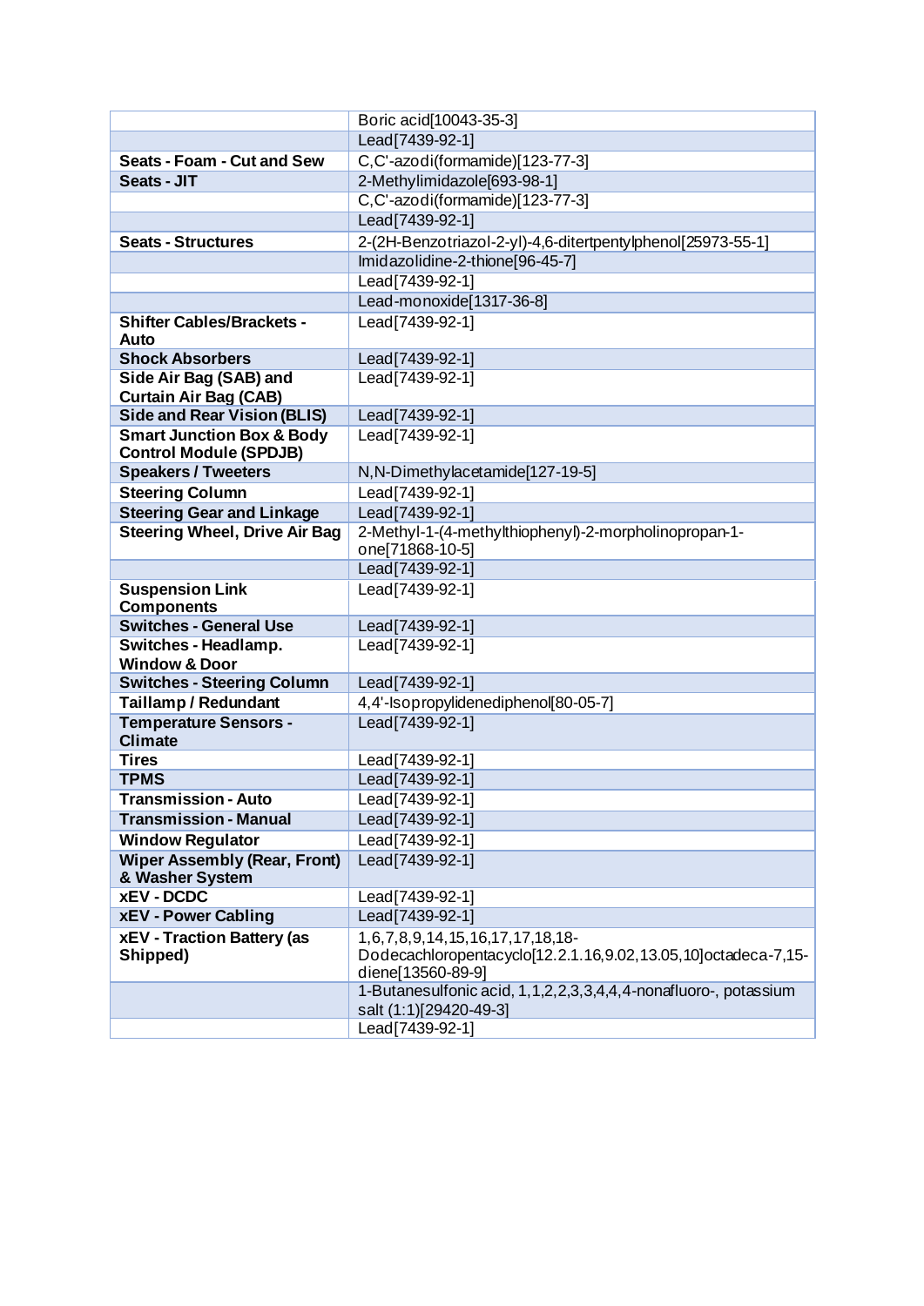| | |
|---|---|
| | Boric acid[10043-35-3] |
| | Lead[7439-92-1] |
| **Seats - Foam - Cut and Sew** | C,C'-azodi(formamide)[123-77-3] |
| **Seats - JIT** | 2-Methylimidazole[693-98-1] |
| | C,C'-azodi(formamide)[123-77-3] |
| | Lead[7439-92-1] |
| **Seats - Structures** | 2-(2H-Benzotriazol-2-yl)-4,6-ditertpentylphenol[25973-55-1] |
| | Imidazolidine-2-thione[96-45-7] |
| | Lead[7439-92-1] |
| | Lead-monoxide[1317-36-8] |
| **Shifter Cables/Brackets - Auto** | Lead[7439-92-1] |
| **Shock Absorbers** | Lead[7439-92-1] |
| **Side Air Bag (SAB) and Curtain Air Bag (CAB)** | Lead[7439-92-1] |
| **Side and Rear Vision (BLIS)** | Lead[7439-92-1] |
| **Smart Junction Box & Body Control Module (SPDJB)** | Lead[7439-92-1] |
| **Speakers / Tweeters** | N,N-Dimethylacetamide[127-19-5] |
| **Steering Column** | Lead[7439-92-1] |
| **Steering Gear and Linkage** | Lead[7439-92-1] |
| **Steering Wheel, Drive Air Bag** | 2-Methyl-1-(4-methylthiophenyl)-2-morpholinopropan-1-one[71868-10-5] |
| | Lead[7439-92-1] |
| **Suspension Link Components** | Lead[7439-92-1] |
| **Switches - General Use** | Lead[7439-92-1] |
| **Switches - Headlamp. Window & Door** | Lead[7439-92-1] |
| **Switches - Steering Column** | Lead[7439-92-1] |
| **Taillamp / Redundant** | 4,4'-Isopropylidenediphenol[80-05-7] |
| **Temperature Sensors - Climate** | Lead[7439-92-1] |
| **Tires** | Lead[7439-92-1] |
| **TPMS** | Lead[7439-92-1] |
| **Transmission - Auto** | Lead[7439-92-1] |
| **Transmission - Manual** | Lead[7439-92-1] |
| **Window Regulator** | Lead[7439-92-1] |
| **Wiper Assembly (Rear, Front) & Washer System** | Lead[7439-92-1] |
| **xEV - DCDC** | Lead[7439-92-1] |
| **xEV - Power Cabling** | Lead[7439-92-1] |
| **xEV - Traction Battery (as Shipped)** | 1,6,7,8,9,14,15,16,17,17,18,18-Dodecachloropentacyclo[12.2.1.16,9.02,13.05,10]octadeca-7,15-diene[13560-89-9] |
| | 1-Butanesulfonic acid, 1,1,2,2,3,3,4,4,4-nonafluoro-, potassium salt (1:1)[29420-49-3] |
| | Lead[7439-92-1] |